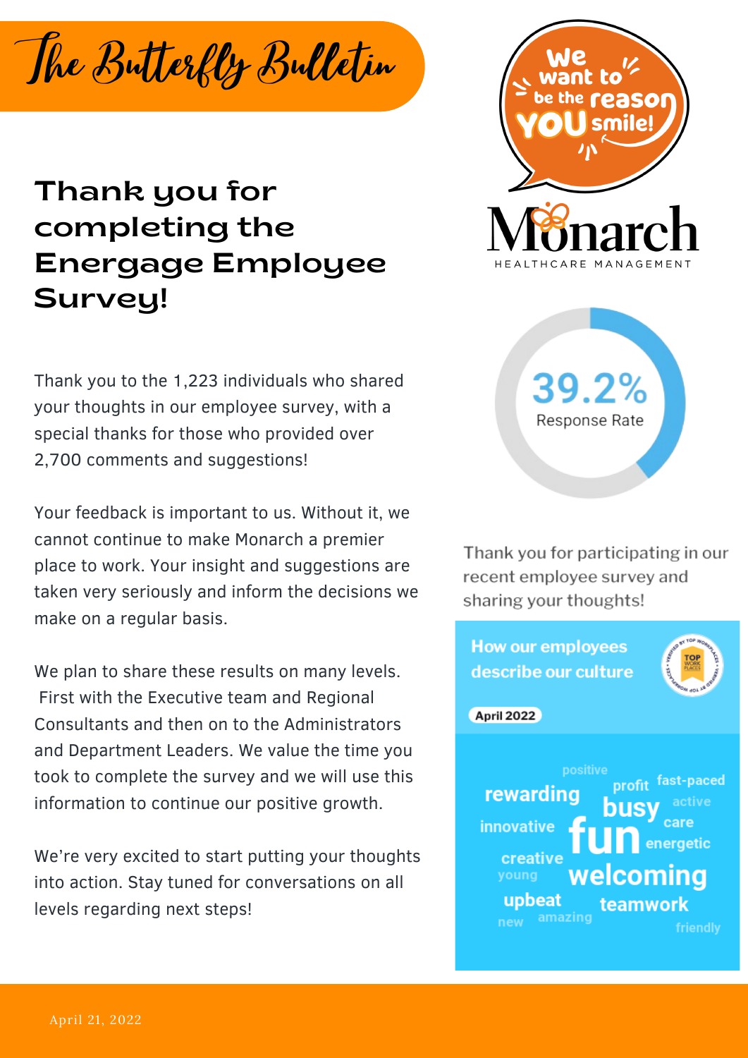# The Butterfly Bulletin

## Thank you for completing the Energage Employee Survey!

Thank you to the 1,223 individuals who shared your thoughts in our employee survey, with a special thanks for those who provided over 2,700 comments and suggestions!

Your feedback is important to us. Without it, we cannot continue to make Monarch a premier place to work. Your insight and suggestions are taken very seriously and inform the decisions we make on a regular basis.

We plan to share these results on many levels. First with the Executive team and Regional Consultants and then on to the Administrators and Department Leaders. We value the time you took to complete the survey and we will use this information to continue our positive growth.

We're very excited to start putting your thoughts into action. Stay tuned for conversations on all levels regarding next steps!

We want to be the reason YOU smile!

Monarch
HEALTHCARE MANAGEMENT

39.2%
Response Rate

Thank you for participating in our recent employee survey and sharing your thoughts!

How our employees describe our culture

April 2022

positive, rewarding, profit, fast-paced, busy, active, innovative, fun, care, energetic, creative, young, welcoming, upbeat, teamwork, new, amazing, friendly

April 21, 2022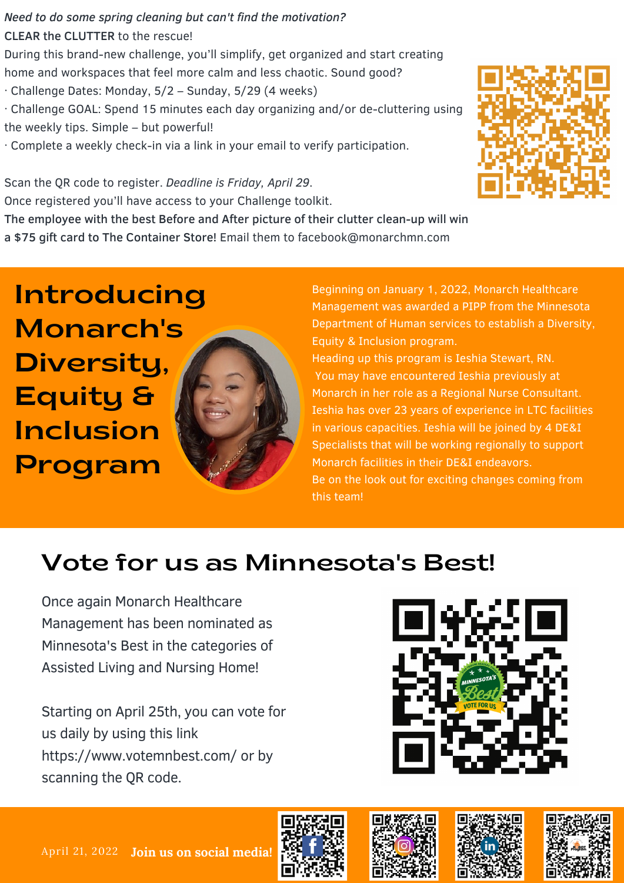*Need to do some spring cleaning but can't find the motivation?*

**CLEAR the CLUTTER** to the rescue!

During this brand-new challenge, you'll simplify, get organized and start creating home and workspaces that feel more calm and less chaotic. Sound good?

- Challenge Dates: Monday, 5/2 – Sunday, 5/29 (4 weeks)
- Challenge GOAL: Spend 15 minutes each day organizing and/or de-cluttering using the weekly tips. Simple – but powerful!
- Complete a weekly check-in via a link in your email to verify participation.

Scan the QR code to register. *Deadline is Friday, April 29*.

Once registered you'll have access to your Challenge toolkit.

**The employee with the best Before and After picture of their clutter clean-up will win a $75 gift card to The Container Store!** Email them to facebook@monarchmn.com

# Introducing Monarch's Diversity, Equity & Inclusion Program

Beginning on January 1, 2022, Monarch Healthcare Management was awarded a PIPP from the Minnesota Department of Human services to establish a Diversity, Equity & Inclusion program.

Heading up this program is Ieshia Stewart, RN.

You may have encountered Ieshia previously at Monarch in her role as a Regional Nurse Consultant.

Ieshia has over 23 years of experience in LTC facilities in various capacities. Ieshia will be joined by 4 DE&I Specialists that will be working regionally to support Monarch facilities in their DE&I endeavors.

Be on the look out for exciting changes coming from this team!

# Vote for us as Minnesota's Best!

Once again Monarch Healthcare Management has been nominated as Minnesota's Best in the categories of Assisted Living and Nursing Home!

Starting on April 25th, you can vote for us daily by using this link https://www.votemnbest.com/ or by scanning the QR code.

April 21, 2022 **Join us on social media!**